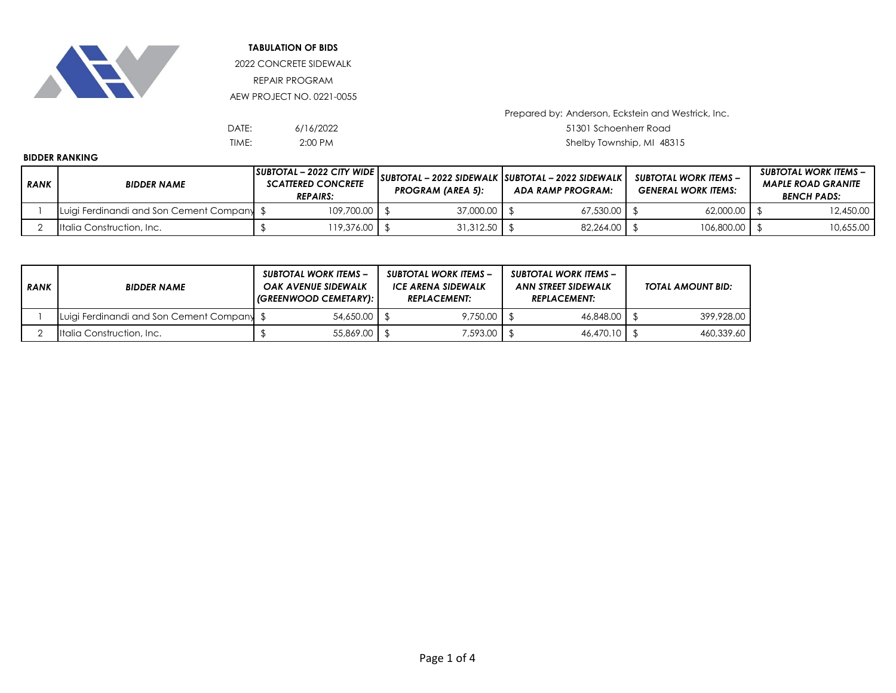**TABULATION OF BIDS**

2022 CONCRETE SIDEWALK

REPAIR PROGRAM

AEW PROJECT NO. 0221-0055

Prepared by: Anderson, Eckstein and Westrick, Inc.
51301 Schoenherr Road
Shelby Township, MI 48315

DATE: 6/16/2022

TIME: 2:00 PM

**BIDDER RANKING**

| RANK | BIDDER NAME | SUBTOTAL – 2022 CITY WIDE SCATTERED CONCRETE REPAIRS: | SUBTOTAL – 2022 SIDEWALK PROGRAM (AREA 5): | SUBTOTAL – 2022 SIDEWALK ADA RAMP PROGRAM: | SUBTOTAL WORK ITEMS – GENERAL WORK ITEMS: | SUBTOTAL WORK ITEMS – MAPLE ROAD GRANITE BENCH PADS: |
|---|---|---|---|---|---|---|
| 1 | Luigi Ferdinandi and Son Cement Company | $ 109,700.00 | $ 37,000.00 | $ 67,530.00 | $ 62,000.00 | $ 12,450.00 |
| 2 | Italia Construction, Inc. | $ 119,376.00 | $ 31,312.50 | $ 82,264.00 | $ 106,800.00 | $ 10,655.00 |

| RANK | BIDDER NAME | SUBTOTAL WORK ITEMS – OAK AVENUE SIDEWALK (GREENWOOD CEMETARY): | SUBTOTAL WORK ITEMS – ICE ARENA SIDEWALK REPLACEMENT: | SUBTOTAL WORK ITEMS – ANN STREET SIDEWALK REPLACEMENT: | TOTAL AMOUNT BID: |
|---|---|---|---|---|---|
| 1 | Luigi Ferdinandi and Son Cement Company | $ 54,650.00 | $ 9,750.00 | $ 46,848.00 | $ 399,928.00 |
| 2 | Italia Construction, Inc. | $ 55,869.00 | $ 7,593.00 | $ 46,470.10 | $ 460,339.60 |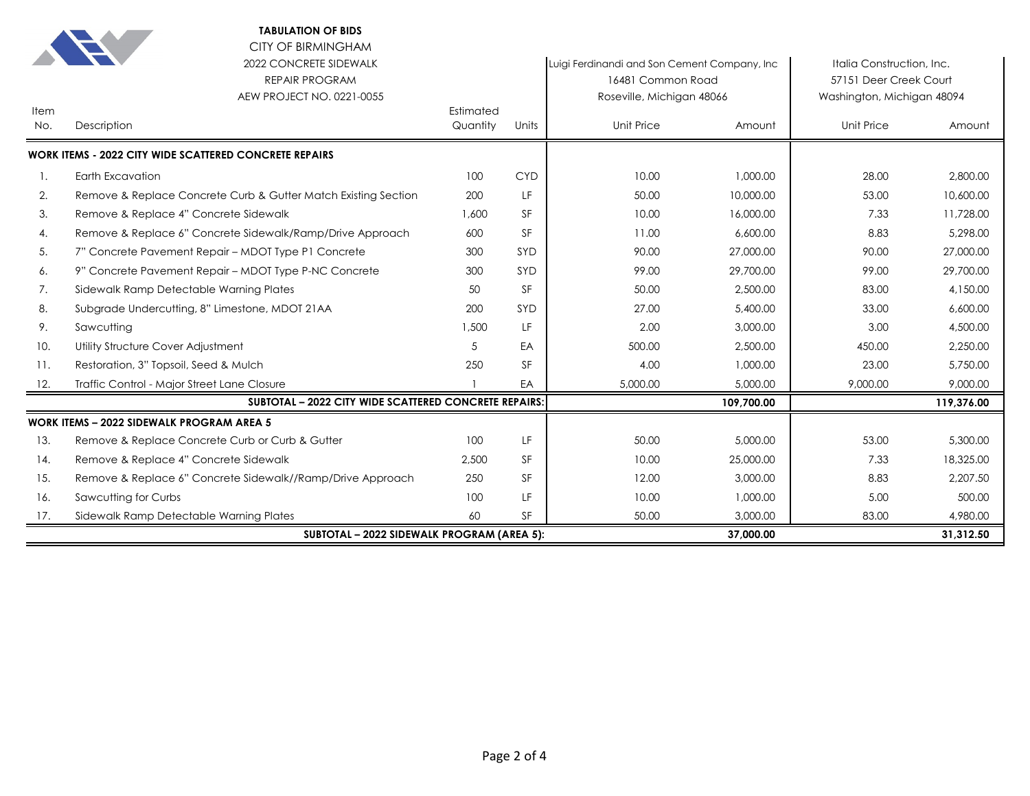**TABULATION OF BIDS**

CITY OF BIRMINGHAM

2022 CONCRETE SIDEWALK

REPAIR PROGRAM

AEW PROJECT NO. 0221-0055

| Item No. | Description | Estimated Quantity | Units | Luigi Ferdinandi and Son Cement Company, Inc 16481 Common Road Roseville, Michigan 48066 | | Italia Construction, Inc. 57151 Deer Creek Court Washington, Michigan 48094 | |
|---|---|---|---|---|---|---|---|
| | | | | Unit Price | Amount | Unit Price | Amount |
| **WORK ITEMS - 2022 CITY WIDE SCATTERED CONCRETE REPAIRS** | | | | | | | |
| 1. | Earth Excavation | 100 | CYD | 10.00 | 1,000.00 | 28.00 | 2,800.00 |
| 2. | Remove & Replace Concrete Curb & Gutter Match Existing Section | 200 | LF | 50.00 | 10,000.00 | 53.00 | 10,600.00 |
| 3. | Remove & Replace 4" Concrete Sidewalk | 1,600 | SF | 10.00 | 16,000.00 | 7.33 | 11,728.00 |
| 4. | Remove & Replace 6" Concrete Sidewalk/Ramp/Drive Approach | 600 | SF | 11.00 | 6,600.00 | 8.83 | 5,298.00 |
| 5. | 7" Concrete Pavement Repair – MDOT Type P1 Concrete | 300 | SYD | 90.00 | 27,000.00 | 90.00 | 27,000.00 |
| 6. | 9" Concrete Pavement Repair – MDOT Type P-NC Concrete | 300 | SYD | 99.00 | 29,700.00 | 99.00 | 29,700.00 |
| 7. | Sidewalk Ramp Detectable Warning Plates | 50 | SF | 50.00 | 2,500.00 | 83.00 | 4,150.00 |
| 8. | Subgrade Undercutting, 8" Limestone, MDOT 21AA | 200 | SYD | 27.00 | 5,400.00 | 33.00 | 6,600.00 |
| 9. | Sawcutting | 1,500 | LF | 2.00 | 3,000.00 | 3.00 | 4,500.00 |
| 10. | Utility Structure Cover Adjustment | 5 | EA | 500.00 | 2,500.00 | 450.00 | 2,250.00 |
| 11. | Restoration, 3" Topsoil, Seed & Mulch | 250 | SF | 4.00 | 1,000.00 | 23.00 | 5,750.00 |
| 12. | Traffic Control - Major Street Lane Closure | 1 | EA | 5,000.00 | 5,000.00 | 9,000.00 | 9,000.00 |
| | **SUBTOTAL – 2022 CITY WIDE SCATTERED CONCRETE REPAIRS:** | | | | **109,700.00** | | **119,376.00** |
| **WORK ITEMS – 2022 SIDEWALK PROGRAM AREA 5** | | | | | | | |
| 13. | Remove & Replace Concrete Curb or Curb & Gutter | 100 | LF | 50.00 | 5,000.00 | 53.00 | 5,300.00 |
| 14. | Remove & Replace 4" Concrete Sidewalk | 2,500 | SF | 10.00 | 25,000.00 | 7.33 | 18,325.00 |
| 15. | Remove & Replace 6" Concrete Sidewalk//Ramp/Drive Approach | 250 | SF | 12.00 | 3,000.00 | 8.83 | 2,207.50 |
| 16. | Sawcutting for Curbs | 100 | LF | 10.00 | 1,000.00 | 5.00 | 500.00 |
| 17. | Sidewalk Ramp Detectable Warning Plates | 60 | SF | 50.00 | 3,000.00 | 83.00 | 4,980.00 |
| | **SUBTOTAL – 2022 SIDEWALK PROGRAM (AREA 5):** | | | | **37,000.00** | | **31,312.50** |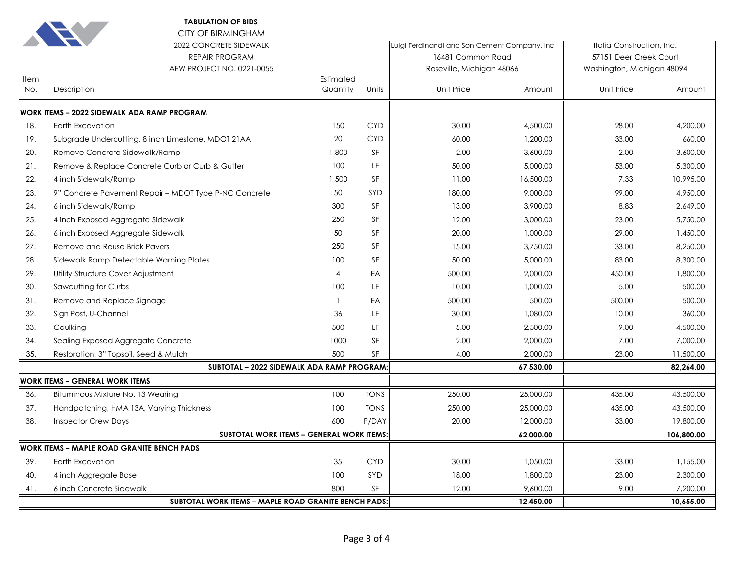**TABULATION OF BIDS**
CITY OF BIRMINGHAM
2022 CONCRETE SIDEWALK
REPAIR PROGRAM
AEW PROJECT NO. 0221-0055

| Item No. | Description | Estimated Quantity | Units | Luigi Ferdinandi and Son Cement Company, Inc 16481 Common Road Roseville, Michigan 48066 Unit Price | Amount | Italia Construction, Inc. 57151 Deer Creek Court Washington, Michigan 48094 Unit Price | Amount |
|---|---|---|---|---|---|---|---|
| **WORK ITEMS – 2022 SIDEWALK ADA RAMP PROGRAM** | | | | | | | |
| 18. | Earth Excavation | 150 | CYD | 30.00 | 4,500.00 | 28.00 | 4,200.00 |
| 19. | Subgrade Undercutting, 8 inch Limestone, MDOT 21AA | 20 | CYD | 60.00 | 1,200.00 | 33.00 | 660.00 |
| 20. | Remove Concrete Sidewalk/Ramp | 1,800 | SF | 2.00 | 3,600.00 | 2.00 | 3,600.00 |
| 21. | Remove & Replace Concrete Curb or Curb & Gutter | 100 | LF | 50.00 | 5,000.00 | 53.00 | 5,300.00 |
| 22. | 4 inch Sidewalk/Ramp | 1,500 | SF | 11.00 | 16,500.00 | 7.33 | 10,995.00 |
| 23. | 9" Concrete Pavement Repair – MDOT Type P-NC Concrete | 50 | SYD | 180.00 | 9,000.00 | 99.00 | 4,950.00 |
| 24. | 6 inch Sidewalk/Ramp | 300 | SF | 13.00 | 3,900.00 | 8.83 | 2,649.00 |
| 25. | 4 inch Exposed Aggregate Sidewalk | 250 | SF | 12.00 | 3,000.00 | 23.00 | 5,750.00 |
| 26. | 6 inch Exposed Aggregate Sidewalk | 50 | SF | 20.00 | 1,000.00 | 29.00 | 1,450.00 |
| 27. | Remove and Reuse Brick Pavers | 250 | SF | 15.00 | 3,750.00 | 33.00 | 8,250.00 |
| 28. | Sidewalk Ramp Detectable Warning Plates | 100 | SF | 50.00 | 5,000.00 | 83.00 | 8,300.00 |
| 29. | Utility Structure Cover Adjustment | 4 | EA | 500.00 | 2,000.00 | 450.00 | 1,800.00 |
| 30. | Sawcutting for Curbs | 100 | LF | 10.00 | 1,000.00 | 5.00 | 500.00 |
| 31. | Remove and Replace Signage | 1 | EA | 500.00 | 500.00 | 500.00 | 500.00 |
| 32. | Sign Post, U-Channel | 36 | LF | 30.00 | 1,080.00 | 10.00 | 360.00 |
| 33. | Caulking | 500 | LF | 5.00 | 2,500.00 | 9.00 | 4,500.00 |
| 34. | Sealing Exposed Aggregate Concrete | 1000 | SF | 2.00 | 2,000.00 | 7.00 | 7,000.00 |
| 35. | Restoration, 3" Topsoil, Seed & Mulch | 500 | SF | 4.00 | 2,000.00 | 23.00 | 11,500.00 |
| | **SUBTOTAL – 2022 SIDEWALK ADA RAMP PROGRAM:** | | | | **67,530.00** | | **82,264.00** |
| **WORK ITEMS – GENERAL WORK ITEMS** | | | | | | | |
| 36. | Bituminous Mixture No. 13 Wearing | 100 | TONS | 250.00 | 25,000.00 | 435.00 | 43,500.00 |
| 37. | Handpatching, HMA 13A, Varying Thickness | 100 | TONS | 250.00 | 25,000.00 | 435.00 | 43,500.00 |
| 38. | Inspector Crew Days | 600 | P/DAY | 20.00 | 12,000.00 | 33.00 | 19,800.00 |
| | **SUBTOTAL WORK ITEMS – GENERAL WORK ITEMS:** | | | | **62,000.00** | | **106,800.00** |
| **WORK ITEMS – MAPLE ROAD GRANITE BENCH PADS** | | | | | | | |
| 39. | Earth Excavation | 35 | CYD | 30.00 | 1,050.00 | 33.00 | 1,155.00 |
| 40. | 4 inch Aggregate Base | 100 | SYD | 18.00 | 1,800.00 | 23.00 | 2,300.00 |
| 41. | 6 inch Concrete Sidewalk | 800 | SF | 12.00 | 9,600.00 | 9.00 | 7,200.00 |
| | **SUBTOTAL WORK ITEMS – MAPLE ROAD GRANITE BENCH PADS:** | | | | **12,450.00** | | **10,655.00** |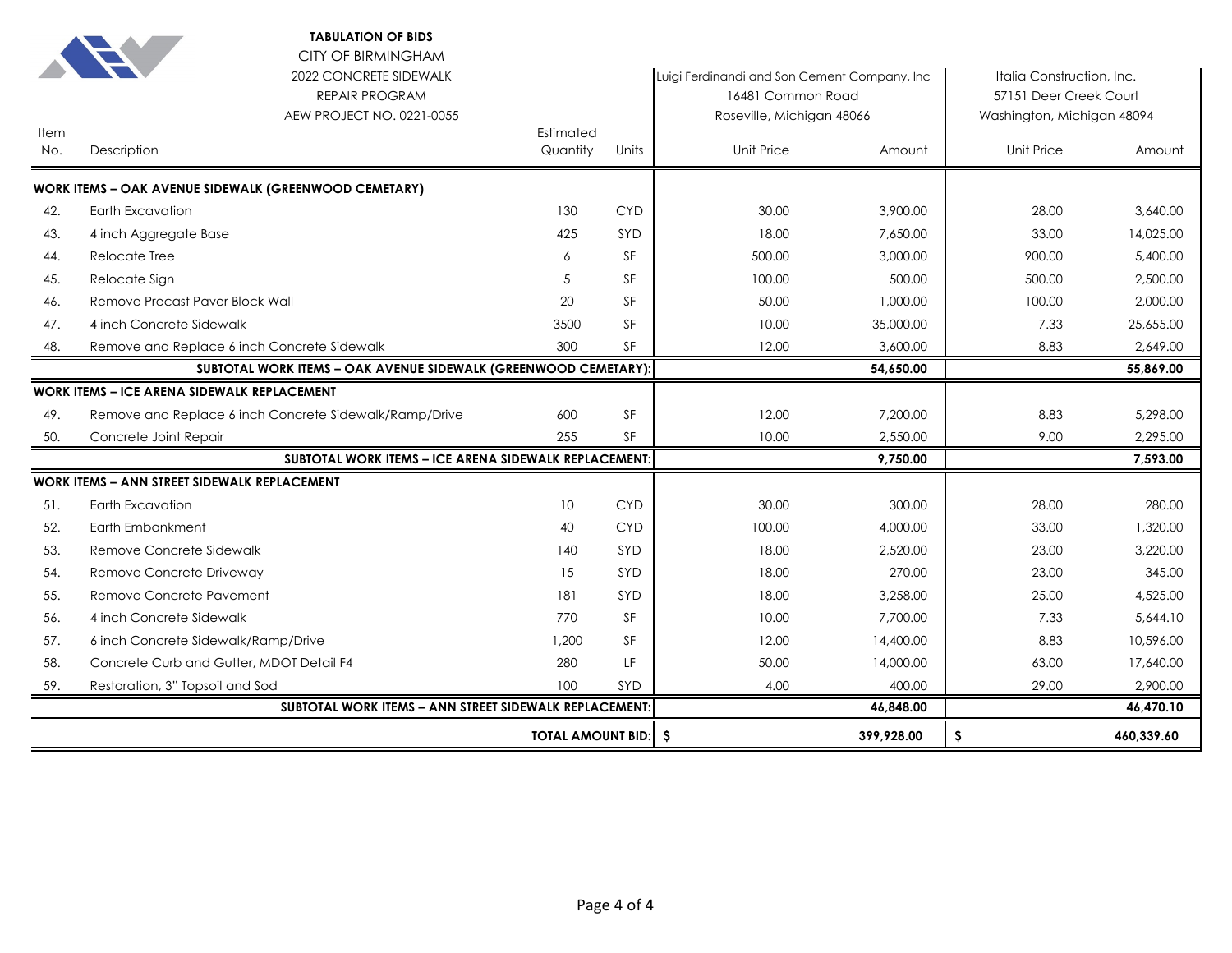**TABULATION OF BIDS**
CITY OF BIRMINGHAM
2022 CONCRETE SIDEWALK
REPAIR PROGRAM
AEW PROJECT NO. 0221-0055

| Item No. | Description | Estimated Quantity | Units | Luigi Ferdinandi and Son Cement Company, Inc 16481 Common Road Roseville, Michigan 48066 Unit Price | Amount | Italia Construction, Inc. 57151 Deer Creek Court Washington, Michigan 48094 Unit Price | Amount |
|---|---|---|---|---|---|---|---|
| **WORK ITEMS – OAK AVENUE SIDEWALK (GREENWOOD CEMETARY)** | | | | | | | |
| 42. | Earth Excavation | 130 | CYD | 30.00 | 3,900.00 | 28.00 | 3,640.00 |
| 43. | 4 inch Aggregate Base | 425 | SYD | 18.00 | 7,650.00 | 33.00 | 14,025.00 |
| 44. | Relocate Tree | 6 | SF | 500.00 | 3,000.00 | 900.00 | 5,400.00 |
| 45. | Relocate Sign | 5 | SF | 100.00 | 500.00 | 500.00 | 2,500.00 |
| 46. | Remove Precast Paver Block Wall | 20 | SF | 50.00 | 1,000.00 | 100.00 | 2,000.00 |
| 47. | 4 inch Concrete Sidewalk | 3500 | SF | 10.00 | 35,000.00 | 7.33 | 25,655.00 |
| 48. | Remove and Replace 6 inch Concrete Sidewalk | 300 | SF | 12.00 | 3,600.00 | 8.83 | 2,649.00 |
| **SUBTOTAL WORK ITEMS – OAK AVENUE SIDEWALK (GREENWOOD CEMETARY):** | | | | | **54,650.00** | | **55,869.00** |
| **WORK ITEMS – ICE ARENA SIDEWALK REPLACEMENT** | | | | | | | |
| 49. | Remove and Replace 6 inch Concrete Sidewalk/Ramp/Drive | 600 | SF | 12.00 | 7,200.00 | 8.83 | 5,298.00 |
| 50. | Concrete Joint Repair | 255 | SF | 10.00 | 2,550.00 | 9.00 | 2,295.00 |
| **SUBTOTAL WORK ITEMS – ICE ARENA SIDEWALK REPLACEMENT:** | | | | | **9,750.00** | | **7,593.00** |
| **WORK ITEMS – ANN STREET SIDEWALK REPLACEMENT** | | | | | | | |
| 51. | Earth Excavation | 10 | CYD | 30.00 | 300.00 | 28.00 | 280.00 |
| 52. | Earth Embankment | 40 | CYD | 100.00 | 4,000.00 | 33.00 | 1,320.00 |
| 53. | Remove Concrete Sidewalk | 140 | SYD | 18.00 | 2,520.00 | 23.00 | 3,220.00 |
| 54. | Remove Concrete Driveway | 15 | SYD | 18.00 | 270.00 | 23.00 | 345.00 |
| 55. | Remove Concrete Pavement | 181 | SYD | 18.00 | 3,258.00 | 25.00 | 4,525.00 |
| 56. | 4 inch Concrete Sidewalk | 770 | SF | 10.00 | 7,700.00 | 7.33 | 5,644.10 |
| 57. | 6 inch Concrete Sidewalk/Ramp/Drive | 1,200 | SF | 12.00 | 14,400.00 | 8.83 | 10,596.00 |
| 58. | Concrete Curb and Gutter, MDOT Detail F4 | 280 | LF | 50.00 | 14,000.00 | 63.00 | 17,640.00 |
| 59. | Restoration, 3" Topsoil and Sod | 100 | SYD | 4.00 | 400.00 | 29.00 | 2,900.00 |
| **SUBTOTAL WORK ITEMS – ANN STREET SIDEWALK REPLACEMENT:** | | | | | **46,848.00** | | **46,470.10** |
| **TOTAL AMOUNT BID:** | | | | **$** | **399,928.00** | **$** | **460,339.60** |